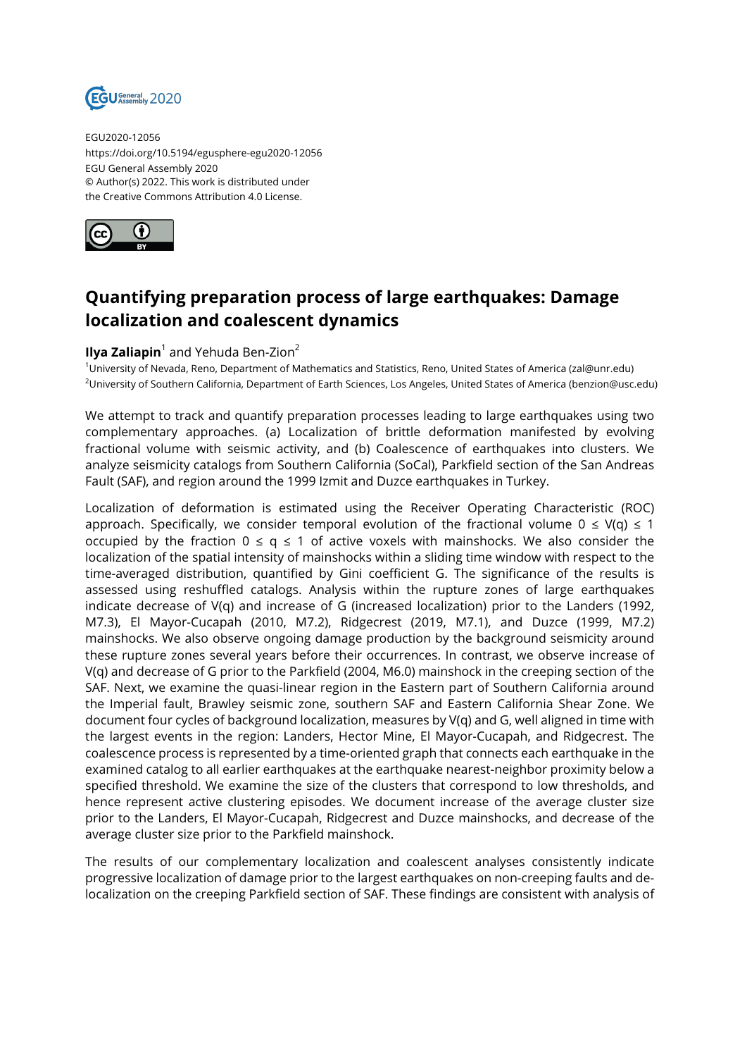EGU2020-12056
https://doi.org/10.5194/egusphere-egu2020-12056
EGU General Assembly 2020
© Author(s) 2022. This work is distributed under
the Creative Commons Attribution 4.0 License.

# Quantifying preparation process of large earthquakes: Damage localization and coalescent dynamics

**Ilya Zaliapin**[1] and Yehuda Ben-Zion[2]

[1]University of Nevada, Reno, Department of Mathematics and Statistics, Reno, United States of America (zal@unr.edu)
[2]University of Southern California, Department of Earth Sciences, Los Angeles, United States of America (benzion@usc.edu)

We attempt to track and quantify preparation processes leading to large earthquakes using two complementary approaches. (a) Localization of brittle deformation manifested by evolving fractional volume with seismic activity, and (b) Coalescence of earthquakes into clusters. We analyze seismicity catalogs from Southern California (SoCal), Parkfield section of the San Andreas Fault (SAF), and region around the 1999 Izmit and Duzce earthquakes in Turkey.

Localization of deformation is estimated using the Receiver Operating Characteristic (ROC) approach. Specifically, we consider temporal evolution of the fractional volume $0 \leq V(q) \leq 1$ occupied by the fraction $0 \leq q \leq 1$ of active voxels with mainshocks. We also consider the localization of the spatial intensity of mainshocks within a sliding time window with respect to the time-averaged distribution, quantified by Gini coefficient G. The significance of the results is assessed using reshuffled catalogs. Analysis within the rupture zones of large earthquakes indicate decrease of V(q) and increase of G (increased localization) prior to the Landers (1992, M7.3), El Mayor-Cucapah (2010, M7.2), Ridgecrest (2019, M7.1), and Duzce (1999, M7.2) mainshocks. We also observe ongoing damage production by the background seismicity around these rupture zones several years before their occurrences. In contrast, we observe increase of V(q) and decrease of G prior to the Parkfield (2004, M6.0) mainshock in the creeping section of the SAF. Next, we examine the quasi-linear region in the Eastern part of Southern California around the Imperial fault, Brawley seismic zone, southern SAF and Eastern California Shear Zone. We document four cycles of background localization, measures by V(q) and G, well aligned in time with the largest events in the region: Landers, Hector Mine, El Mayor-Cucapah, and Ridgecrest. The coalescence process is represented by a time-oriented graph that connects each earthquake in the examined catalog to all earlier earthquakes at the earthquake nearest-neighbor proximity below a specified threshold. We examine the size of the clusters that correspond to low thresholds, and hence represent active clustering episodes. We document increase of the average cluster size prior to the Landers, El Mayor-Cucapah, Ridgecrest and Duzce mainshocks, and decrease of the average cluster size prior to the Parkfield mainshock.

The results of our complementary localization and coalescent analyses consistently indicate progressive localization of damage prior to the largest earthquakes on non-creeping faults and de-localization on the creeping Parkfield section of SAF. These findings are consistent with analysis of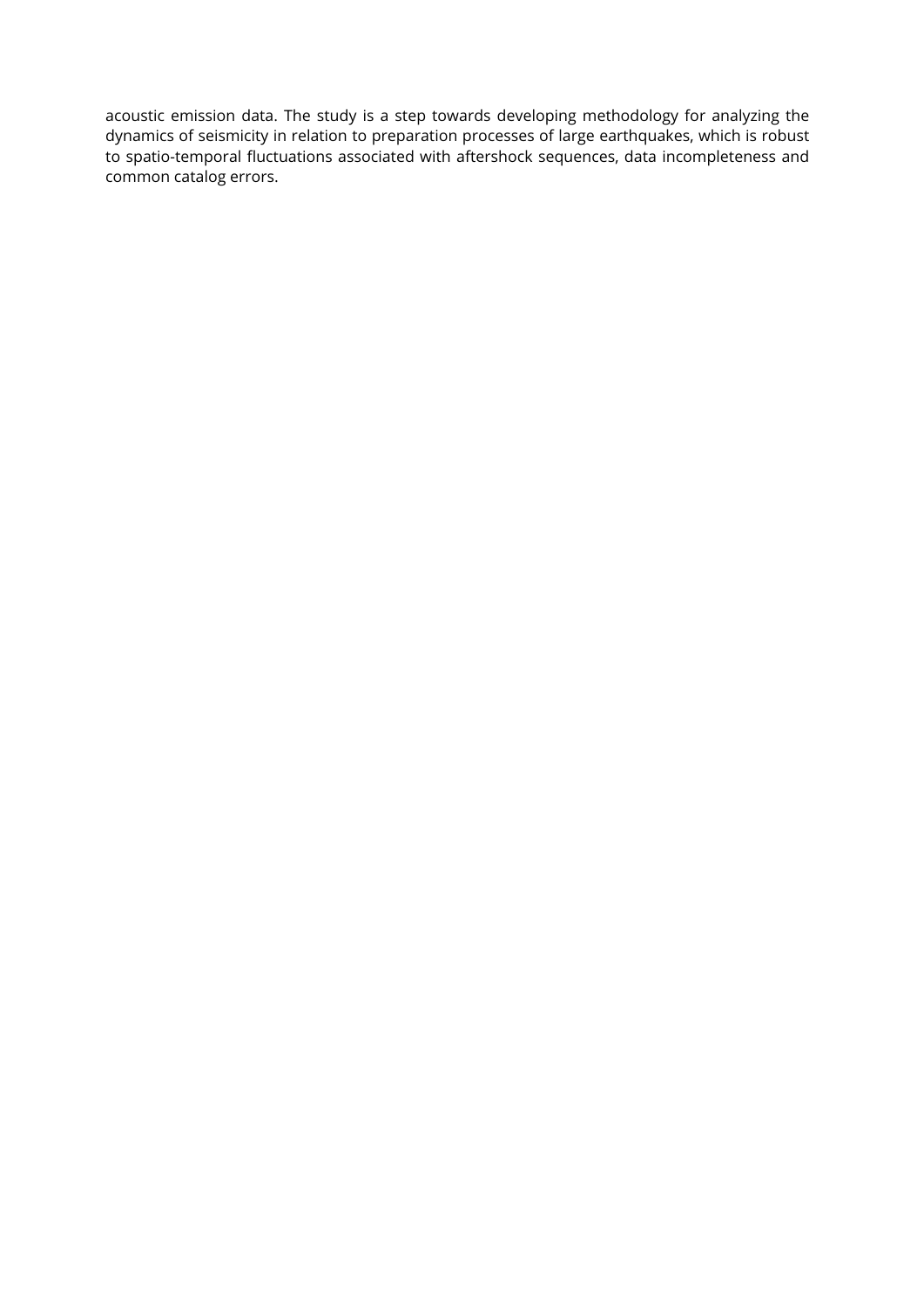acoustic emission data. The study is a step towards developing methodology for analyzing the dynamics of seismicity in relation to preparation processes of large earthquakes, which is robust to spatio-temporal fluctuations associated with aftershock sequences, data incompleteness and common catalog errors.